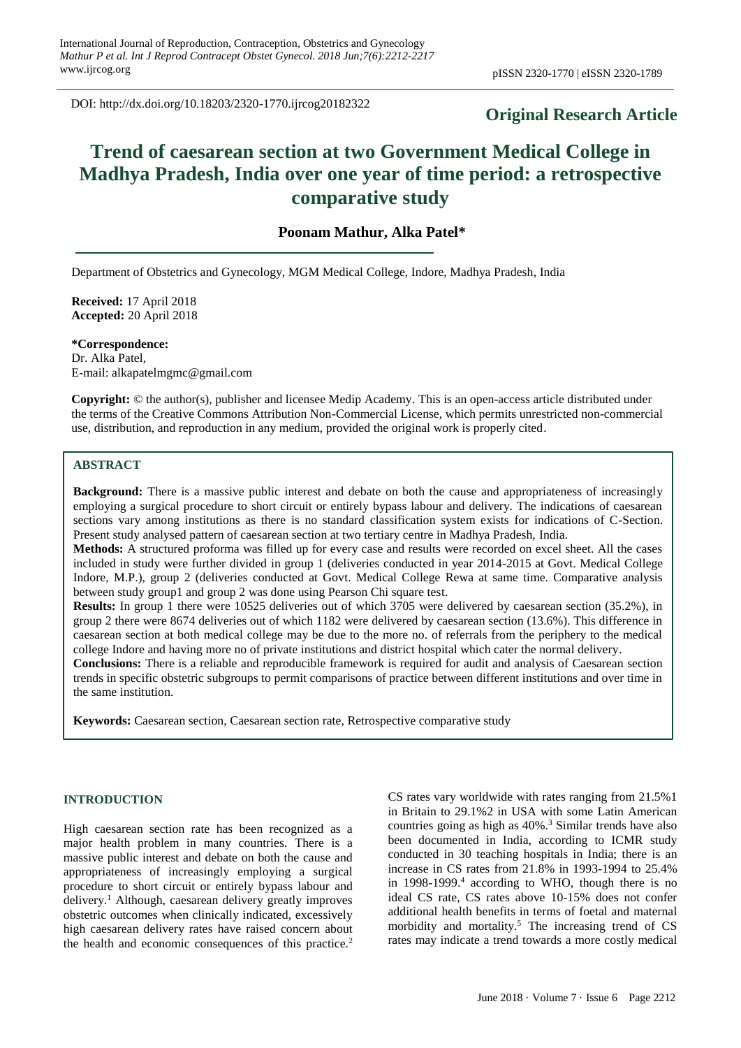DOI: http://dx.doi.org/10.18203/2320-1770.ijrcog20182322

**Original Research Article**

# Trend of caesarean section at two Government Medical College in Madhya Pradesh, India over one year of time period: a retrospective comparative study

**Poonam Mathur, Alka Patel***

Department of Obstetrics and Gynecology, MGM Medical College, Indore, Madhya Pradesh, India

**Received:** 17 April 2018
**Accepted:** 20 April 2018

**\*Correspondence:**
Dr. Alka Patel,
E-mail: alkapatelmgmc@gmail.com

**Copyright:** © the author(s), publisher and licensee Medip Academy. This is an open-access article distributed under the terms of the Creative Commons Attribution Non-Commercial License, which permits unrestricted non-commercial use, distribution, and reproduction in any medium, provided the original work is properly cited.

## ABSTRACT

**Background:** There is a massive public interest and debate on both the cause and appropriateness of increasingly employing a surgical procedure to short circuit or entirely bypass labour and delivery. The indications of caesarean sections vary among institutions as there is no standard classification system exists for indications of C-Section. Present study analysed pattern of caesarean section at two tertiary centre in Madhya Pradesh, India.

**Methods:** A structured proforma was filled up for every case and results were recorded on excel sheet. All the cases included in study were further divided in group 1 (deliveries conducted in year 2014-2015 at Govt. Medical College Indore, M.P.), group 2 (deliveries conducted at Govt. Medical College Rewa at same time. Comparative analysis between study group1 and group 2 was done using Pearson Chi square test.

**Results:** In group 1 there were 10525 deliveries out of which 3705 were delivered by caesarean section (35.2%), in group 2 there were 8674 deliveries out of which 1182 were delivered by caesarean section (13.6%). This difference in caesarean section at both medical college may be due to the more no. of referrals from the periphery to the medical college Indore and having more no of private institutions and district hospital which cater the normal delivery.

**Conclusions:** There is a reliable and reproducible framework is required for audit and analysis of Caesarean section trends in specific obstetric subgroups to permit comparisons of practice between different institutions and over time in the same institution.

**Keywords:** Caesarean section, Caesarean section rate, Retrospective comparative study

## INTRODUCTION

High caesarean section rate has been recognized as a major health problem in many countries. There is a massive public interest and debate on both the cause and appropriateness of increasingly employing a surgical procedure to short circuit or entirely bypass labour and delivery.[1] Although, caesarean delivery greatly improves obstetric outcomes when clinically indicated, excessively high caesarean delivery rates have raised concern about the health and economic consequences of this practice.[2]

CS rates vary worldwide with rates ranging from 21.5%1 in Britain to 29.1%2 in USA with some Latin American countries going as high as 40%.[3] Similar trends have also been documented in India, according to ICMR study conducted in 30 teaching hospitals in India; there is an increase in CS rates from 21.8% in 1993-1994 to 25.4% in 1998-1999.[4] according to WHO, though there is no ideal CS rate, CS rates above 10-15% does not confer additional health benefits in terms of foetal and maternal morbidity and mortality.[5] The increasing trend of CS rates may indicate a trend towards a more costly medical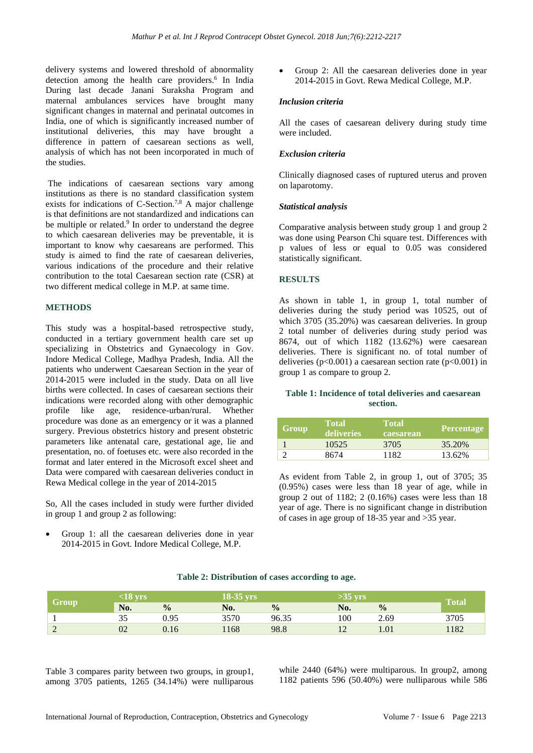delivery systems and lowered threshold of abnormality detection among the health care providers.[6] In India During last decade Janani Suraksha Program and maternal ambulances services have brought many significant changes in maternal and perinatal outcomes in India, one of which is significantly increased number of institutional deliveries, this may have brought a difference in pattern of caesarean sections as well, analysis of which has not been incorporated in much of the studies.

The indications of caesarean sections vary among institutions as there is no standard classification system exists for indications of C-Section.[7,8] A major challenge is that definitions are not standardized and indications can be multiple or related.[9] In order to understand the degree to which caesarean deliveries may be preventable, it is important to know why caesareans are performed. This study is aimed to find the rate of caesarean deliveries, various indications of the procedure and their relative contribution to the total Caesarean section rate (CSR) at two different medical college in M.P. at same time.

## METHODS

This study was a hospital-based retrospective study, conducted in a tertiary government health care set up specializing in Obstetrics and Gynaecology in Gov. Indore Medical College, Madhya Pradesh, India. All the patients who underwent Caesarean Section in the year of 2014-2015 were included in the study. Data on all live births were collected. In cases of caesarean sections their indications were recorded along with other demographic profile like age, residence-urban/rural. Whether procedure was done as an emergency or it was a planned surgery. Previous obstetrics history and present obstetric parameters like antenatal care, gestational age, lie and presentation, no. of foetuses etc. were also recorded in the format and later entered in the Microsoft excel sheet and Data were compared with caesarean deliveries conduct in Rewa Medical college in the year of 2014-2015

So, All the cases included in study were further divided in group 1 and group 2 as following:

- Group 1: all the caesarean deliveries done in year 2014-2015 in Govt. Indore Medical College, M.P.
- Group 2: All the caesarean deliveries done in year 2014-2015 in Govt. Rewa Medical College, M.P.

### *Inclusion criteria*

All the cases of caesarean delivery during study time were included.

### *Exclusion criteria*

Clinically diagnosed cases of ruptured uterus and proven on laparotomy.

### *Statistical analysis*

Comparative analysis between study group 1 and group 2 was done using Pearson Chi square test. Differences with p values of less or equal to 0.05 was considered statistically significant.

## RESULTS

As shown in table 1, in group 1, total number of deliveries during the study period was 10525, out of which 3705 (35.20%) was caesarean deliveries. In group 2 total number of deliveries during study period was 8674, out of which 1182 (13.62%) were caesarean deliveries. There is significant no. of total number of deliveries ($p<0.001$) a caesarean section rate ($p<0.001$) in group 1 as compare to group 2.

**Table 1: Incidence of total deliveries and caesarean section.**

| Group | Total deliveries | Total caesarean | Percentage |
|---|---|---|---|
| 1 | 10525 | 3705 | 35.20% |
| 2 | 8674 | 1182 | 13.62% |

As evident from Table 2, in group 1, out of 3705; 35 (0.95%) cases were less than 18 year of age, while in group 2 out of 1182; 2 (0.16%) cases were less than 18 year of age. There is no significant change in distribution of cases in age group of 18-35 year and >35 year.

**Table 2: Distribution of cases according to age.**

| Group | <18 yrs | | 18-35 yrs | | >35 yrs | | Total |
|---|---|---|---|---|---|---|---|
| | No. | % | No. | % | No. | % | |
| 1 | 35 | 0.95 | 3570 | 96.35 | 100 | 2.69 | 3705 |
| 2 | 02 | 0.16 | 1168 | 98.8 | 12 | 1.01 | 1182 |

Table 3 compares parity between two groups, in group1, among 3705 patients, 1265 (34.14%) were nulliparous while 2440 (64%) were multiparous. In group2, among 1182 patients 596 (50.40%) were nulliparous while 586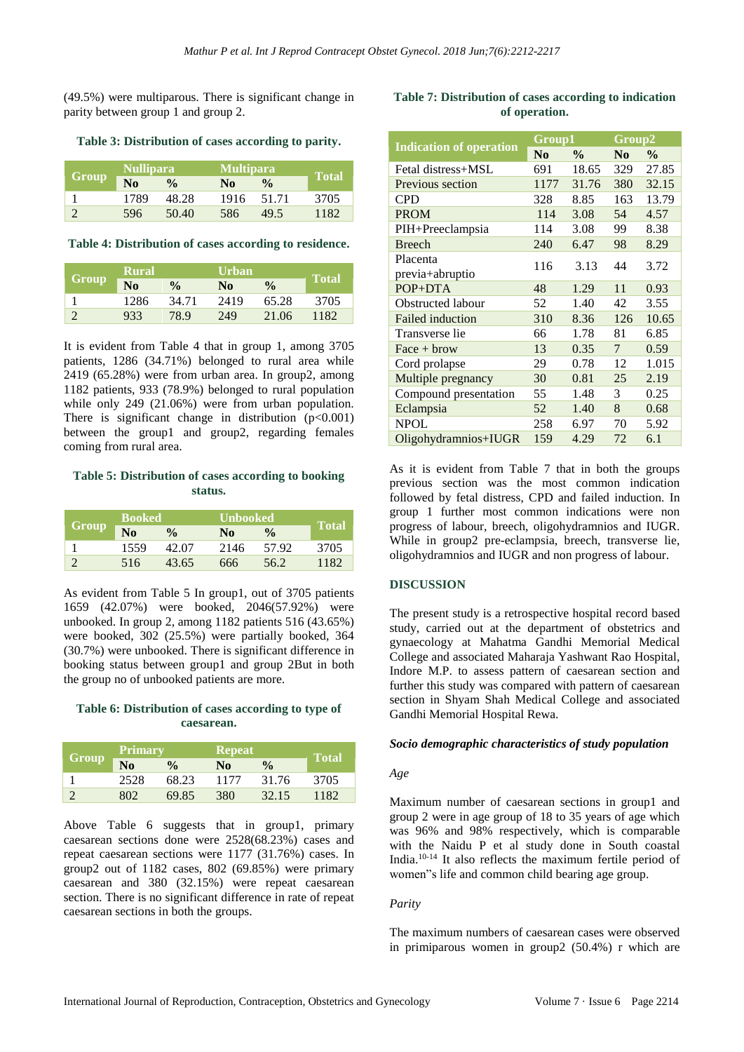(49.5%) were multiparous. There is significant change in parity between group 1 and group 2.

**Table 3: Distribution of cases according to parity.**

| Group | Nullipara | | Multipara | | Total |
|---|---|---|---|---|---|
| | No | % | No | % | |
| 1 | 1789 | 48.28 | 1916 | 51.71 | 3705 |
| 2 | 596 | 50.40 | 586 | 49.5 | 1182 |

**Table 4: Distribution of cases according to residence.**

| Group | Rural | | Urban | | Total |
|---|---|---|---|---|---|
| | No | % | No | % | |
| 1 | 1286 | 34.71 | 2419 | 65.28 | 3705 |
| 2 | 933 | 78.9 | 249 | 21.06 | 1182 |

It is evident from Table 4 that in group 1, among 3705 patients, 1286 (34.71%) belonged to rural area while 2419 (65.28%) were from urban area. In group2, among 1182 patients, 933 (78.9%) belonged to rural population while only 249 (21.06%) were from urban population. There is significant change in distribution (p<0.001) between the group1 and group2, regarding females coming from rural area.

**Table 5: Distribution of cases according to booking status.**

| Group | Booked | | Unbooked | | Total |
|---|---|---|---|---|---|
| | No | % | No | % | |
| 1 | 1559 | 42.07 | 2146 | 57.92 | 3705 |
| 2 | 516 | 43.65 | 666 | 56.2 | 1182 |

As evident from Table 5 In group1, out of 3705 patients 1659 (42.07%) were booked, 2046(57.92%) were unbooked. In group 2, among 1182 patients 516 (43.65%) were booked, 302 (25.5%) were partially booked, 364 (30.7%) were unbooked. There is significant difference in booking status between group1 and group 2But in both the group no of unbooked patients are more.

**Table 6: Distribution of cases according to type of caesarean.**

| Group | Primary | | Repeat | | Total |
|---|---|---|---|---|---|
| | No | % | No | % | |
| 1 | 2528 | 68.23 | 1177 | 31.76 | 3705 |
| 2 | 802 | 69.85 | 380 | 32.15 | 1182 |

Above Table 6 suggests that in group1, primary caesarean sections done were 2528(68.23%) cases and repeat caesarean sections were 1177 (31.76%) cases. In group2 out of 1182 cases, 802 (69.85%) were primary caesarean and 380 (32.15%) were repeat caesarean section. There is no significant difference in rate of repeat caesarean sections in both the groups.

**Table 7: Distribution of cases according to indication of operation.**

| Indication of operation | Group1 | | Group2 | |
|---|---|---|---|---|
| | No | % | No | % |
| Fetal distress+MSL | 691 | 18.65 | 329 | 27.85 |
| Previous section | 1177 | 31.76 | 380 | 32.15 |
| CPD | 328 | 8.85 | 163 | 13.79 |
| PROM | 114 | 3.08 | 54 | 4.57 |
| PIH+Preeclampsia | 114 | 3.08 | 99 | 8.38 |
| Breech | 240 | 6.47 | 98 | 8.29 |
| Placenta previa+abruptio | 116 | 3.13 | 44 | 3.72 |
| POP+DTA | 48 | 1.29 | 11 | 0.93 |
| Obstructed labour | 52 | 1.40 | 42 | 3.55 |
| Failed induction | 310 | 8.36 | 126 | 10.65 |
| Transverse lie | 66 | 1.78 | 81 | 6.85 |
| Face + brow | 13 | 0.35 | 7 | 0.59 |
| Cord prolapse | 29 | 0.78 | 12 | 1.015 |
| Multiple pregnancy | 30 | 0.81 | 25 | 2.19 |
| Compound presentation | 55 | 1.48 | 3 | 0.25 |
| Eclampsia | 52 | 1.40 | 8 | 0.68 |
| NPOL | 258 | 6.97 | 70 | 5.92 |
| Oligohydramnios+IUGR | 159 | 4.29 | 72 | 6.1 |

As it is evident from Table 7 that in both the groups previous section was the most common indication followed by fetal distress, CPD and failed induction. In group 1 further most common indications were non progress of labour, breech, oligohydramnios and IUGR. While in group2 pre-eclampsia, breech, transverse lie, oligohydramnios and IUGR and non progress of labour.

## DISCUSSION

The present study is a retrospective hospital record based study, carried out at the department of obstetrics and gynaecology at Mahatma Gandhi Memorial Medical College and associated Maharaja Yashwant Rao Hospital, Indore M.P. to assess pattern of caesarean section and further this study was compared with pattern of caesarean section in Shyam Shah Medical College and associated Gandhi Memorial Hospital Rewa.

### *Socio demographic characteristics of study population*

*Age*

Maximum number of caesarean sections in group1 and group 2 were in age group of 18 to 35 years of age which was 96% and 98% respectively, which is comparable with the Naidu P et al study done in South coastal India.[10-14] It also reflects the maximum fertile period of women"s life and common child bearing age group.

*Parity*

The maximum numbers of caesarean cases were observed in primiparous women in group2 (50.4%) r which are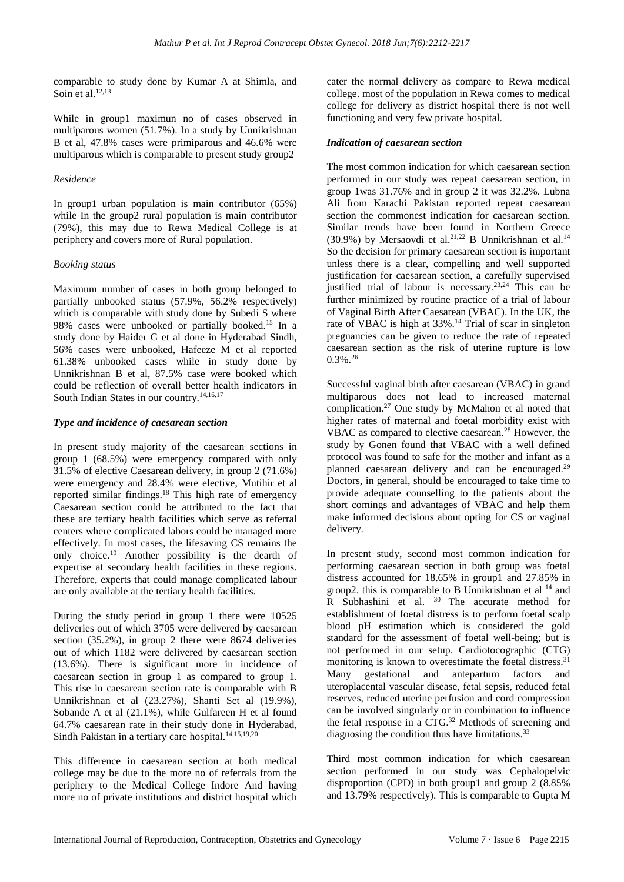comparable to study done by Kumar A at Shimla, and Soin et al.[12,13]

While in group1 maximun no of cases observed in multiparous women (51.7%). In a study by Unnikrishnan B et al, 47.8% cases were primiparous and 46.6% were multiparous which is comparable to present study group2

*Residence*

In group1 urban population is main contributor (65%) while In the group2 rural population is main contributor (79%), this may due to Rewa Medical College is at periphery and covers more of Rural population.

*Booking status*

Maximum number of cases in both group belonged to partially unbooked status (57.9%, 56.2% respectively) which is comparable with study done by Subedi S where 98% cases were unbooked or partially booked.[15] In a study done by Haider G et al done in Hyderabad Sindh, 56% cases were unbooked, Hafeeze M et al reported 61.38% unbooked cases while in study done by Unnikrishnan B et al, 87.5% case were booked which could be reflection of overall better health indicators in South Indian States in our country.[14,16,17]

***Type and incidence of caesarean section***

In present study majority of the caesarean sections in group 1 (68.5%) were emergency compared with only 31.5% of elective Caesarean delivery, in group 2 (71.6%) were emergency and 28.4% were elective, Mutihir et al reported similar findings.[18] This high rate of emergency Caesarean section could be attributed to the fact that these are tertiary health facilities which serve as referral centers where complicated labors could be managed more effectively. In most cases, the lifesaving CS remains the only choice.[19] Another possibility is the dearth of expertise at secondary health facilities in these regions. Therefore, experts that could manage complicated labour are only available at the tertiary health facilities.

During the study period in group 1 there were 10525 deliveries out of which 3705 were delivered by caesarean section (35.2%), in group 2 there were 8674 deliveries out of which 1182 were delivered by caesarean section (13.6%). There is significant more in incidence of caesarean section in group 1 as compared to group 1. This rise in caesarean section rate is comparable with B Unnikrishnan et al (23.27%), Shanti Set al (19.9%), Sobande A et al (21.1%), while Gulfareen H et al found 64.7% caesarean rate in their study done in Hyderabad, Sindh Pakistan in a tertiary care hospital.[14,15,19,20]

This difference in caesarean section at both medical college may be due to the more no of referrals from the periphery to the Medical College Indore And having more no of private institutions and district hospital which cater the normal delivery as compare to Rewa medical college. most of the population in Rewa comes to medical college for delivery as district hospital there is not well functioning and very few private hospital.

***Indication of caesarean section***

The most common indication for which caesarean section performed in our study was repeat caesarean section, in group 1was 31.76% and in group 2 it was 32.2%. Lubna Ali from Karachi Pakistan reported repeat caesarean section the commonest indication for caesarean section. Similar trends have been found in Northern Greece (30.9%) by Mersaovdi et al.[21,22] B Unnikrishnan et al.[14] So the decision for primary caesarean section is important unless there is a clear, compelling and well supported justification for caesarean section, a carefully supervised justified trial of labour is necessary.[23,24] This can be further minimized by routine practice of a trial of labour of Vaginal Birth After Caesarean (VBAC). In the UK, the rate of VBAC is high at 33%.[14] Trial of scar in singleton pregnancies can be given to reduce the rate of repeated caesarean section as the risk of uterine rupture is low 0.3%.[26]

Successful vaginal birth after caesarean (VBAC) in grand multiparous does not lead to increased maternal complication.[27] One study by McMahon et al noted that higher rates of maternal and foetal morbidity exist with VBAC as compared to elective caesarean.[28] However, the study by Gonen found that VBAC with a well defined protocol was found to safe for the mother and infant as a planned caesarean delivery and can be encouraged.[29] Doctors, in general, should be encouraged to take time to provide adequate counselling to the patients about the short comings and advantages of VBAC and help them make informed decisions about opting for CS or vaginal delivery.

In present study, second most common indication for performing caesarean section in both group was foetal distress accounted for 18.65% in group1 and 27.85% in group2. this is comparable to B Unnikrishnan et al [14] and R Subhashini et al. [30] The accurate method for establishment of foetal distress is to perform foetal scalp blood pH estimation which is considered the gold standard for the assessment of foetal well-being; but is not performed in our setup. Cardiotocographic (CTG) monitoring is known to overestimate the foetal distress.[31] Many gestational and antepartum factors and uteroplacental vascular disease, fetal sepsis, reduced fetal reserves, reduced uterine perfusion and cord compression can be involved singularly or in combination to influence the fetal response in a CTG.[32] Methods of screening and diagnosing the condition thus have limitations.[33]

Third most common indication for which caesarean section performed in our study was Cephalopelvic disproportion (CPD) in both group1 and group 2 (8.85% and 13.79% respectively). This is comparable to Gupta M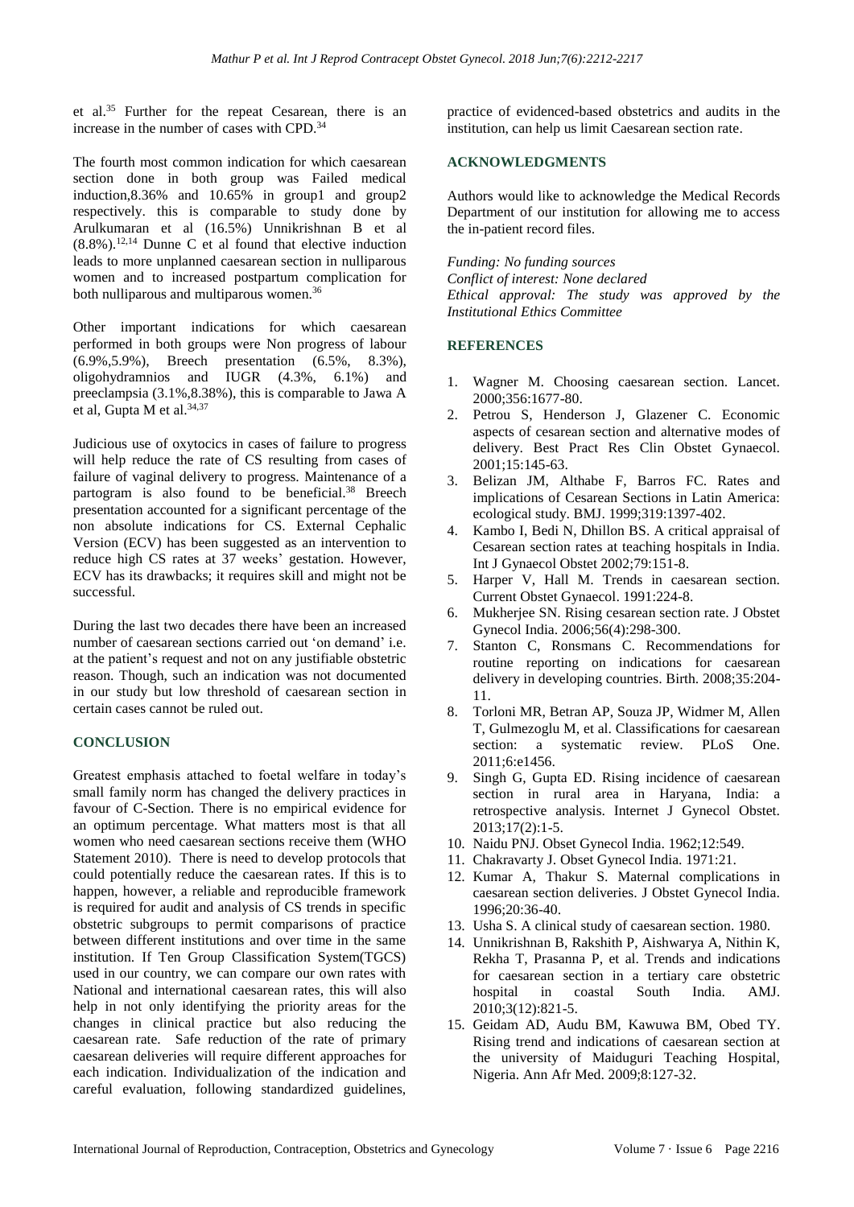et al.[35] Further for the repeat Cesarean, there is an increase in the number of cases with CPD.[34]

The fourth most common indication for which caesarean section done in both group was Failed medical induction,8.36% and 10.65% in group1 and group2 respectively. this is comparable to study done by Arulkumaran et al (16.5%) Unnikrishnan B et al (8.8%).[12,14] Dunne C et al found that elective induction leads to more unplanned caesarean section in nulliparous women and to increased postpartum complication for both nulliparous and multiparous women.[36]

Other important indications for which caesarean performed in both groups were Non progress of labour (6.9%,5.9%), Breech presentation (6.5%, 8.3%), oligohydramnios and IUGR (4.3%, 6.1%) and preeclampsia (3.1%,8.38%), this is comparable to Jawa A et al, Gupta M et al.[34,37]

Judicious use of oxytocics in cases of failure to progress will help reduce the rate of CS resulting from cases of failure of vaginal delivery to progress. Maintenance of a partogram is also found to be beneficial.[38] Breech presentation accounted for a significant percentage of the non absolute indications for CS. External Cephalic Version (ECV) has been suggested as an intervention to reduce high CS rates at 37 weeks' gestation. However, ECV has its drawbacks; it requires skill and might not be successful.

During the last two decades there have been an increased number of caesarean sections carried out 'on demand' i.e. at the patient's request and not on any justifiable obstetric reason. Though, such an indication was not documented in our study but low threshold of caesarean section in certain cases cannot be ruled out.

## CONCLUSION

Greatest emphasis attached to foetal welfare in today's small family norm has changed the delivery practices in favour of C-Section. There is no empirical evidence for an optimum percentage. What matters most is that all women who need caesarean sections receive them (WHO Statement 2010). There is need to develop protocols that could potentially reduce the caesarean rates. If this is to happen, however, a reliable and reproducible framework is required for audit and analysis of CS trends in specific obstetric subgroups to permit comparisons of practice between different institutions and over time in the same institution. If Ten Group Classification System(TGCS) used in our country, we can compare our own rates with National and international caesarean rates, this will also help in not only identifying the priority areas for the changes in clinical practice but also reducing the caesarean rate. Safe reduction of the rate of primary caesarean deliveries will require different approaches for each indication. Individualization of the indication and careful evaluation, following standardized guidelines, practice of evidenced-based obstetrics and audits in the institution, can help us limit Caesarean section rate.

## ACKNOWLEDGMENTS

Authors would like to acknowledge the Medical Records Department of our institution for allowing me to access the in-patient record files.

*Funding: No funding sources*
*Conflict of interest: None declared*
*Ethical approval: The study was approved by the Institutional Ethics Committee*

## REFERENCES

1. Wagner M. Choosing caesarean section. Lancet. 2000;356:1677-80.
2. Petrou S, Henderson J, Glazener C. Economic aspects of cesarean section and alternative modes of delivery. Best Pract Res Clin Obstet Gynaecol. 2001;15:145-63.
3. Belizan JM, Althabe F, Barros FC. Rates and implications of Cesarean Sections in Latin America: ecological study. BMJ. 1999;319:1397-402.
4. Kambo I, Bedi N, Dhillon BS. A critical appraisal of Cesarean section rates at teaching hospitals in India. Int J Gynaecol Obstet 2002;79:151-8.
5. Harper V, Hall M. Trends in caesarean section. Current Obstet Gynaecol. 1991:224-8.
6. Mukherjee SN. Rising cesarean section rate. J Obstet Gynecol India. 2006;56(4):298-300.
7. Stanton C, Ronsmans C. Recommendations for routine reporting on indications for caesarean delivery in developing countries. Birth. 2008;35:204-11.
8. Torloni MR, Betran AP, Souza JP, Widmer M, Allen T, Gulmezoglu M, et al. Classifications for caesarean section: a systematic review. PLoS One. 2011;6:e1456.
9. Singh G, Gupta ED. Rising incidence of caesarean section in rural area in Haryana, India: a retrospective analysis. Internet J Gynecol Obstet. 2013;17(2):1-5.
10. Naidu PNJ. Obset Gynecol India. 1962;12:549.
11. Chakravarty J. Obset Gynecol India. 1971:21.
12. Kumar A, Thakur S. Maternal complications in caesarean section deliveries. J Obstet Gynecol India. 1996;20:36-40.
13. Usha S. A clinical study of caesarean section. 1980.
14. Unnikrishnan B, Rakshith P, Aishwarya A, Nithin K, Rekha T, Prasanna P, et al. Trends and indications for caesarean section in a tertiary care obstetric hospital in coastal South India. AMJ. 2010;3(12):821-5.
15. Geidam AD, Audu BM, Kawuwa BM, Obed TY. Rising trend and indications of caesarean section at the university of Maiduguri Teaching Hospital, Nigeria. Ann Afr Med. 2009;8:127-32.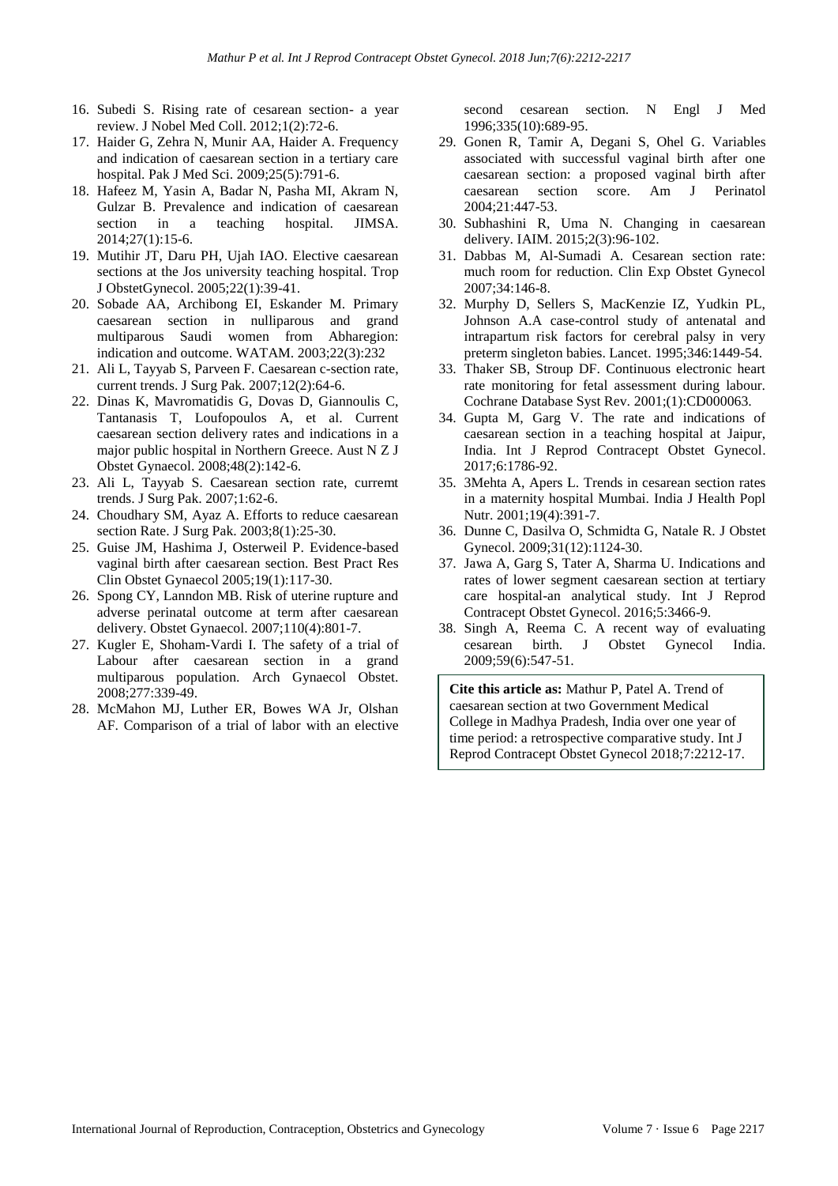16. Subedi S. Rising rate of cesarean section- a year review. J Nobel Med Coll. 2012;1(2):72-6.
17. Haider G, Zehra N, Munir AA, Haider A. Frequency and indication of caesarean section in a tertiary care hospital. Pak J Med Sci. 2009;25(5):791-6.
18. Hafeez M, Yasin A, Badar N, Pasha MI, Akram N, Gulzar B. Prevalence and indication of caesarean section in a teaching hospital. JIMSA. 2014;27(1):15-6.
19. Mutihir JT, Daru PH, Ujah IAO. Elective caesarean sections at the Jos university teaching hospital. Trop J ObstetGynecol. 2005;22(1):39-41.
20. Sobade AA, Archibong EI, Eskander M. Primary caesarean section in nulliparous and grand multiparous Saudi women from Abharegion: indication and outcome. WATAM. 2003;22(3):232
21. Ali L, Tayyab S, Parveen F. Caesarean c-section rate, current trends. J Surg Pak. 2007;12(2):64-6.
22. Dinas K, Mavromatidis G, Dovas D, Giannoulis C, Tantanasis T, Loufopoulos A, et al. Current caesarean section delivery rates and indications in a major public hospital in Northern Greece. Aust N Z J Obstet Gynaecol. 2008;48(2):142-6.
23. Ali L, Tayyab S. Caesarean section rate, curremt trends. J Surg Pak. 2007;1:62-6.
24. Choudhary SM, Ayaz A. Efforts to reduce caesarean section Rate. J Surg Pak. 2003;8(1):25-30.
25. Guise JM, Hashima J, Osterweil P. Evidence-based vaginal birth after caesarean section. Best Pract Res Clin Obstet Gynaecol 2005;19(1):117-30.
26. Spong CY, Lanndon MB. Risk of uterine rupture and adverse perinatal outcome at term after caesarean delivery. Obstet Gynaecol. 2007;110(4):801-7.
27. Kugler E, Shoham-Vardi I. The safety of a trial of Labour after caesarean section in a grand multiparous population. Arch Gynaecol Obstet. 2008;277:339-49.
28. McMahon MJ, Luther ER, Bowes WA Jr, Olshan AF. Comparison of a trial of labor with an elective second cesarean section. N Engl J Med 1996;335(10):689-95.
29. Gonen R, Tamir A, Degani S, Ohel G. Variables associated with successful vaginal birth after one caesarean section: a proposed vaginal birth after caesarean section score. Am J Perinatol 2004;21:447-53.
30. Subhashini R, Uma N. Changing in caesarean delivery. IAIM. 2015;2(3):96-102.
31. Dabbas M, Al-Sumadi A. Cesarean section rate: much room for reduction. Clin Exp Obstet Gynecol 2007;34:146-8.
32. Murphy D, Sellers S, MacKenzie IZ, Yudkin PL, Johnson A.A case-control study of antenatal and intrapartum risk factors for cerebral palsy in very preterm singleton babies. Lancet. 1995;346:1449-54.
33. Thaker SB, Stroup DF. Continuous electronic heart rate monitoring for fetal assessment during labour. Cochrane Database Syst Rev. 2001;(1):CD000063.
34. Gupta M, Garg V. The rate and indications of caesarean section in a teaching hospital at Jaipur, India. Int J Reprod Contracept Obstet Gynecol. 2017;6:1786-92.
35. 3Mehta A, Apers L. Trends in cesarean section rates in a maternity hospital Mumbai. India J Health Popl Nutr. 2001;19(4):391-7.
36. Dunne C, Dasilva O, Schmidta G, Natale R. J Obstet Gynecol. 2009;31(12):1124-30.
37. Jawa A, Garg S, Tater A, Sharma U. Indications and rates of lower segment caesarean section at tertiary care hospital-an analytical study. Int J Reprod Contracept Obstet Gynecol. 2016;5:3466-9.
38. Singh A, Reema C. A recent way of evaluating cesarean birth. J Obstet Gynecol India. 2009;59(6):547-51.

**Cite this article as:** Mathur P, Patel A. Trend of caesarean section at two Government Medical College in Madhya Pradesh, India over one year of time period: a retrospective comparative study. Int J Reprod Contracept Obstet Gynecol 2018;7:2212-17.